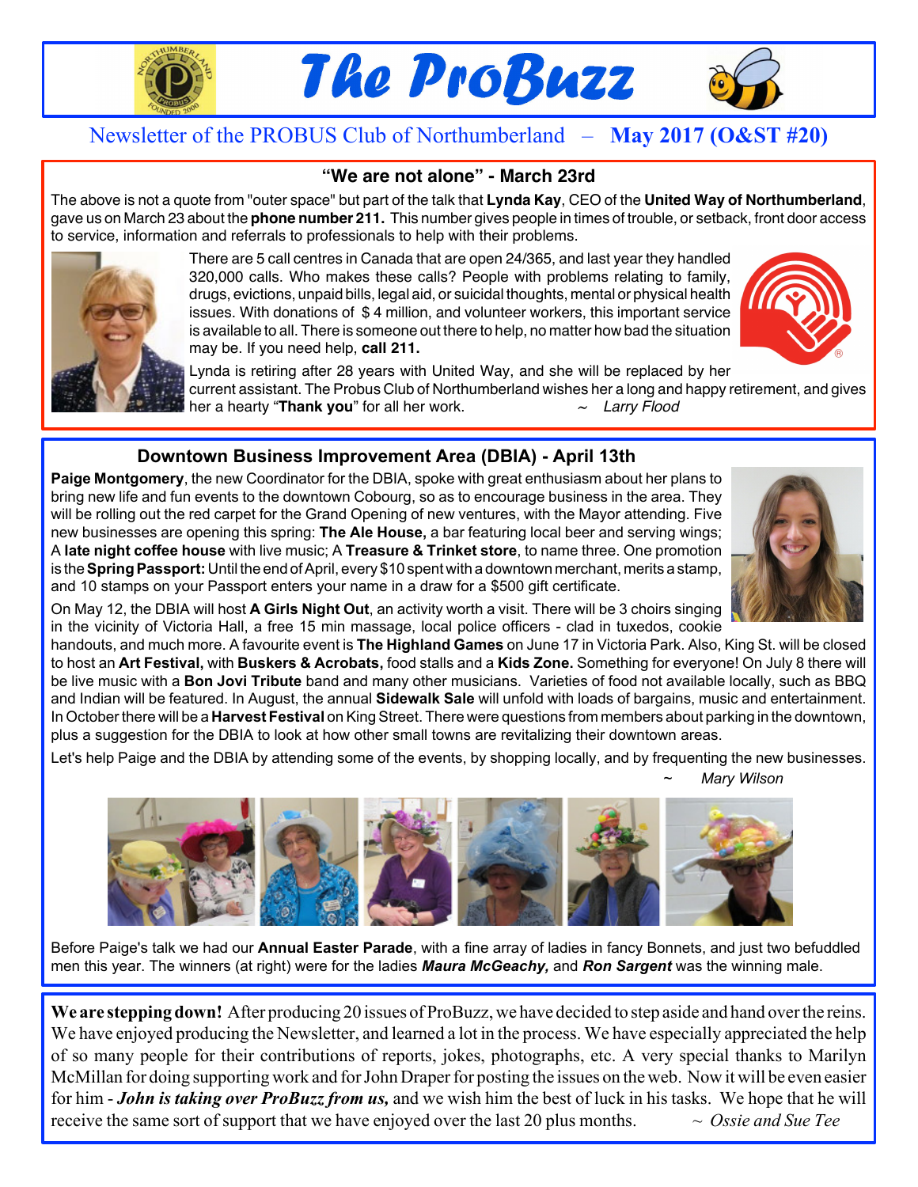# The ProBuzz

Newsletter of the PROBUS Club of Northumberland – **May 2017 (O&ST #20)**

## "We are not alone" - March 23rd

The above is not a quote from "outer space" but part of the talk that **Lynda Kay**, CEO of the **United Way of Northumberland**, gave us on March 23 about the **phone number 211.** This number gives people in times of trouble, or setback, front door access to service, information and referrals to professionals to help with their problems.

There are 5 call centres in Canada that are open 24/365, and last year they handled 320,000 calls. Who makes these calls? People with problems relating to family, drugs, evictions, unpaid bills, legal aid, or suicidal thoughts, mental or physical health issues. With donations of $4 million, and volunteer workers, this important service is available to all. There is someone out there to help, no matter how bad the situation may be. If you need help, **call 211.**

Lynda is retiring after 28 years with United Way, and she will be replaced by her current assistant. The Probus Club of Northumberland wishes her a long and happy retirement, and gives her a hearty "**Thank you**" for all her work. ~ *Larry Flood*

## Downtown Business Improvement Area (DBIA) - April 13th

**Paige Montgomery**, the new Coordinator for the DBIA, spoke with great enthusiasm about her plans to bring new life and fun events to the downtown Cobourg, so as to encourage business in the area. They will be rolling out the red carpet for the Grand Opening of new ventures, with the Mayor attending. Five new businesses are opening this spring: **The Ale House,** a bar featuring local beer and serving wings; A **late night coffee house** with live music; A **Treasure & Trinket store**, to name three. One promotion is the **Spring Passport:** Until the end of April, every $10 spent with a downtown merchant, merits a stamp, and 10 stamps on your Passport enters your name in a draw for a $500 gift certificate.

On May 12, the DBIA will host **A Girls Night Out**, an activity worth a visit. There will be 3 choirs singing in the vicinity of Victoria Hall, a free 15 min massage, local police officers - clad in tuxedos, cookie handouts, and much more. A favourite event is **The Highland Games** on June 17 in Victoria Park. Also, King St. will be closed to host an **Art Festival,** with **Buskers & Acrobats,** food stalls and a **Kids Zone.** Something for everyone! On July 8 there will be live music with a **Bon Jovi Tribute** band and many other musicians. Varieties of food not available locally, such as BBQ and Indian will be featured. In August, the annual **Sidewalk Sale** will unfold with loads of bargains, music and entertainment. In October there will be a **Harvest Festival** on King Street. There were questions from members about parking in the downtown, plus a suggestion for the DBIA to look at how other small towns are revitalizing their downtown areas.

Let's help Paige and the DBIA by attending some of the events, by shopping locally, and by frequenting the new businesses.

~ *Mary Wilson*

Before Paige's talk we had our **Annual Easter Parade**, with a fine array of ladies in fancy Bonnets, and just two befuddled men this year. The winners (at right) were for the ladies ***Maura McGeachy,*** and ***Ron Sargent*** was the winning male.

**We are stepping down!** After producing 20 issues of ProBuzz, we have decided to step aside and hand over the reins. We have enjoyed producing the Newsletter, and learned a lot in the process. We have especially appreciated the help of so many people for their contributions of reports, jokes, photographs, etc. A very special thanks to Marilyn McMillan for doing supporting work and for John Draper for posting the issues on the web. Now it will be even easier for him - ***John is taking over ProBuzz from us,*** and we wish him the best of luck in his tasks. We hope that he will receive the same sort of support that we have enjoyed over the last 20 plus months. ~ *Ossie and Sue Tee*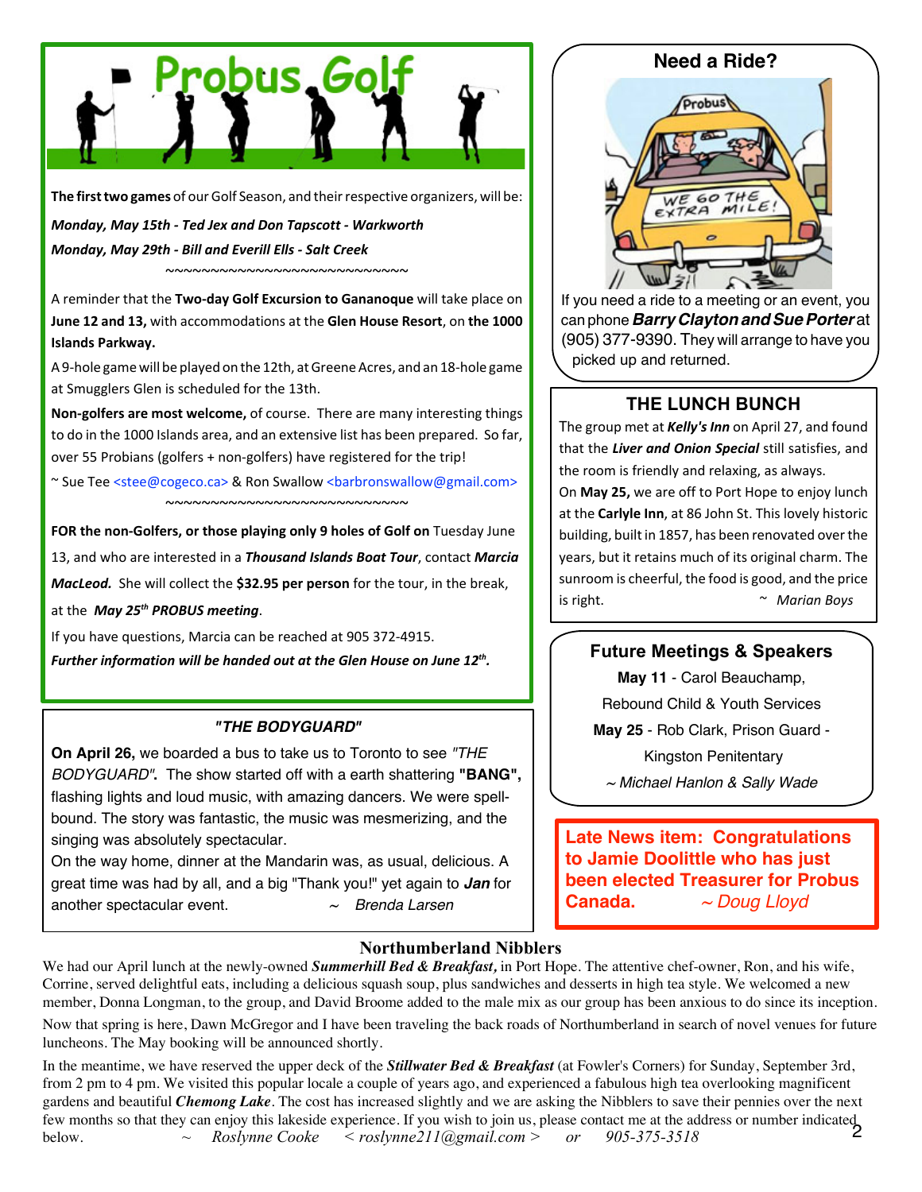# Probus Golf

**The first two games** of our Golf Season, and their respective organizers, will be:

***Monday, May 15th - Ted Jex and Don Tapscott - Warkworth***

***Monday, May 29th - Bill and Everill Ells - Salt Creek***

~~~~~~~~~~~~~~~~~~~~~~~~~~~~~~

A reminder that the **Two-day Golf Excursion to Gananoque** will take place on **June 12 and 13,** with accommodations at the **Glen House Resort**, on **the 1000 Islands Parkway.**

A 9-hole game will be played on the 12th, at Greene Acres, and an 18-hole game at Smugglers Glen is scheduled for the 13th.

**Non-golfers are most welcome,** of course. There are many interesting things to do in the 1000 Islands area, and an extensive list has been prepared. So far, over 55 Probians (golfers + non-golfers) have registered for the trip!

~ Sue Tee <stee@cogeco.ca> & Ron Swallow <barbronswallow@gmail.com>

~~~~~~~~~~~~~~~~~~~~~~~~~~~~~~

**FOR the non-Golfers, or those playing only 9 holes of Golf on** Tuesday June 13, and who are interested in a ***Thousand Islands Boat Tour***, contact ***Marcia MacLeod.*** She will collect the **$32.95 per person** for the tour, in the break, at the ***May 25th PROBUS meeting***.

If you have questions, Marcia can be reached at 905 372-4915.

***Further information will be handed out at the Glen House on June 12th.***

## "THE BODYGUARD"

**On April 26,** we boarded a bus to take us to Toronto to see *"THE BODYGUARD".* The show started off with a earth shattering **"BANG",** flashing lights and loud music, with amazing dancers. We were spell-bound. The story was fantastic, the music was mesmerizing, and the singing was absolutely spectacular.

On the way home, dinner at the Mandarin was, as usual, delicious. A great time was had by all, and a big "Thank you!" yet again to ***Jan*** for another spectacular event. ~ *Brenda Larsen*

## Need a Ride?

If you need a ride to a meeting or an event, you can phone ***Barry Clayton and Sue Porter*** at (905) 377-9390. They will arrange to have you picked up and returned.

## THE LUNCH BUNCH

The group met at ***Kelly's Inn*** on April 27, and found that the ***Liver and Onion Special*** still satisfies, and the room is friendly and relaxing, as always.

On **May 25,** we are off to Port Hope to enjoy lunch at the **Carlyle Inn**, at 86 John St. This lovely historic building, built in 1857, has been renovated over the years, but it retains much of its original charm. The sunroom is cheerful, the food is good, and the price is right. ~ *Marian Boys*

## Future Meetings & Speakers

**May 11** - Carol Beauchamp, Rebound Child & Youth Services

**May 25** - Rob Clark, Prison Guard - Kingston Penitentary

*~ Michael Hanlon & Sally Wade*

**Late News item: Congratulations to Jamie Doolittle who has just been elected Treasurer for Probus Canada.** *~ Doug Lloyd*

## Northumberland Nibblers

We had our April lunch at the newly-owned ***Summerhill Bed & Breakfast,*** in Port Hope. The attentive chef-owner, Ron, and his wife, Corrine, served delightful eats, including a delicious squash soup, plus sandwiches and desserts in high tea style. We welcomed a new member, Donna Longman, to the group, and David Broome added to the male mix as our group has been anxious to do since its inception.

Now that spring is here, Dawn McGregor and I have been traveling the back roads of Northumberland in search of novel venues for future luncheons. The May booking will be announced shortly.

In the meantime, we have reserved the upper deck of the ***Stillwater Bed & Breakfast*** (at Fowler's Corners) for Sunday, September 3rd, from 2 pm to 4 pm. We visited this popular locale a couple of years ago, and experienced a fabulous high tea overlooking magnificent gardens and beautiful ***Chemong Lake***. The cost has increased slightly and we are asking the Nibblers to save their pennies over the next few months so that they can enjoy this lakeside experience. If you wish to join us, please contact me at the address or number indicated below. ~ *Roslynne Cooke < roslynne211@gmail.com > or 905-375-3518*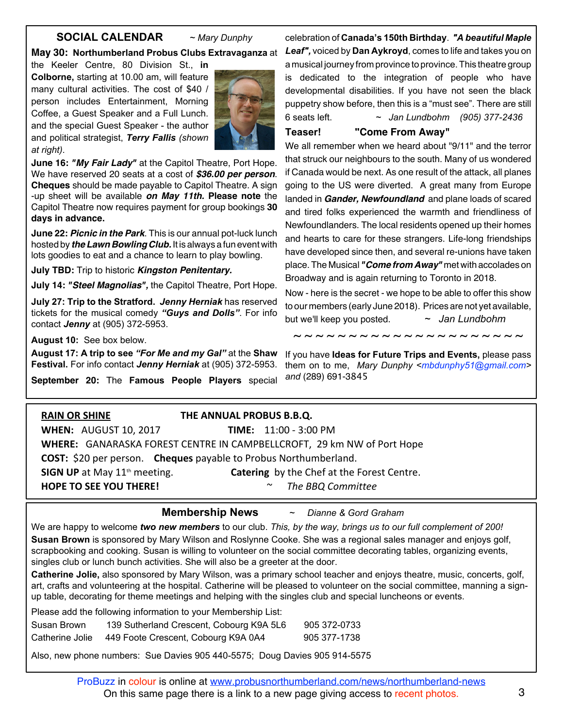## SOCIAL CALENDAR

*~ Mary Dunphy*

**May 30: Northumberland Probus Clubs Extravaganza** at the Keeler Centre, 80 Division St., **in Colborne,** starting at 10.00 am, will feature many cultural activities. The cost of $40 / person includes Entertainment, Morning Coffee, a Guest Speaker and a Full Lunch. and the special Guest Speaker - the author and political strategist, ***Terry Fallis*** *(shown at right).*

**June 16: *"My Fair Lady"*** at the Capitol Theatre, Port Hope. We have reserved 20 seats at a cost of ***$36.00 per person***. **Cheques** should be made payable to Capitol Theatre. A sign-up sheet will be available ***on May 11th.*** **Please note** the Capitol Theatre now requires payment for group bookings **30 days in advance.**

**June 22: *Picnic in the Park***. This is our annual pot-luck lunch hosted by ***the Lawn Bowling Club.*** It is always a fun event with lots goodies to eat and a chance to learn to play bowling.

**July TBD:** Trip to historic ***Kingston Penitentary.***

**July 14: *"Steel Magnolias",*** the Capitol Theatre, Port Hope.

**July 27: Trip to the Stratford. *Jenny Herniak*** has reserved tickets for the musical comedy ***"Guys and Dolls"***. For info contact ***Jenny*** at (905) 372-5953.

**August 10:** See box below.

**August 17: A trip to see *"For Me and my Gal"*** at the **Shaw Festival.** For info contact ***Jenny Herniak*** at (905) 372-5953.

**September 20:** The **Famous People Players** special celebration of **Canada's 150th Birthday**. ***"A beautiful Maple Leaf",*** voiced by **Dan Aykroyd**, comes to life and takes you on a musical journey from province to province. This theatre group is dedicated to the integration of people who have developmental disabilities. If you have not seen the black puppetry show before, then this is a "must see". There are still 6 seats left. *~ Jan Lundbohm (905) 377-2436*

### Teaser! "Come From Away"

We all remember when we heard about "9/11" and the terror that struck our neighbours to the south. Many of us wondered if Canada would be next. As one result of the attack, all planes going to the US were diverted. A great many from Europe landed in ***Gander, Newfoundland*** and plane loads of scared and tired folks experienced the warmth and friendliness of Newfoundlanders. The local residents opened up their homes and hearts to care for these strangers. Life-long friendships have developed since then, and several re-unions have taken place. The Musical ***"Come from Away"*** met with accolades on Broadway and is again returning to Toronto in 2018.

Now - here is the secret - we hope to be able to offer this show to our members (early June 2018). Prices are not yet available, but we'll keep you posted. *~ Jan Lundbohm*

~ ~ ~ ~ ~ ~ ~ ~ ~ ~ ~ ~ ~ ~ ~ ~ ~ ~ ~ ~ ~ ~

If you have **Ideas for Future Trips and Events,** please pass them on to me, *Mary Dunphy <mbdunphy51@gmail.com> and* (289) 691-3845

---

**RAIN OR SHINE** — **THE ANNUAL PROBUS B.B.Q.**

**WHEN:** AUGUST 10, 2017 **TIME:** 11:00 - 3:00 PM

**WHERE:** GANARASKA FOREST CENTRE IN CAMPBELLCROFT, 29 km NW of Port Hope

**COST:** $20 per person. **Cheques** payable to Probus Northumberland.

**SIGN UP** at May 11th meeting. **Catering** by the Chef at the Forest Centre.

**HOPE TO SEE YOU THERE!** *~ The BBQ Committee*

---

## Membership News

*~ Dianne & Gord Graham*

We are happy to welcome ***two new members*** to our club. *This, by the way, brings us to our full complement of 200!*

**Susan Brown** is sponsored by Mary Wilson and Roslynne Cooke. She was a regional sales manager and enjoys golf, scrapbooking and cooking. Susan is willing to volunteer on the social committee decorating tables, organizing events, singles club or lunch bunch activities. She will also be a greeter at the door.

**Catherine Jolie,** also sponsored by Mary Wilson, was a primary school teacher and enjoys theatre, music, concerts, golf, art, crafts and volunteering at the hospital. Catherine will be pleased to volunteer on the social committee, manning a sign-up table, decorating for theme meetings and helping with the singles club and special luncheons or events.

Please add the following information to your Membership List:

| | | |
|---|---|---|
| Susan Brown | 139 Sutherland Crescent, Cobourg K9A 5L6 | 905 372-0733 |
| Catherine Jolie | 449 Foote Crescent, Cobourg K9A 0A4 | 905 377-1738 |

Also, new phone numbers: Sue Davies 905 440-5575; Doug Davies 905 914-5575

---

ProBuzz in colour is online at www.probusnorthumberland.com/news/northumberland-news
On this same page there is a link to a new page giving access to recent photos.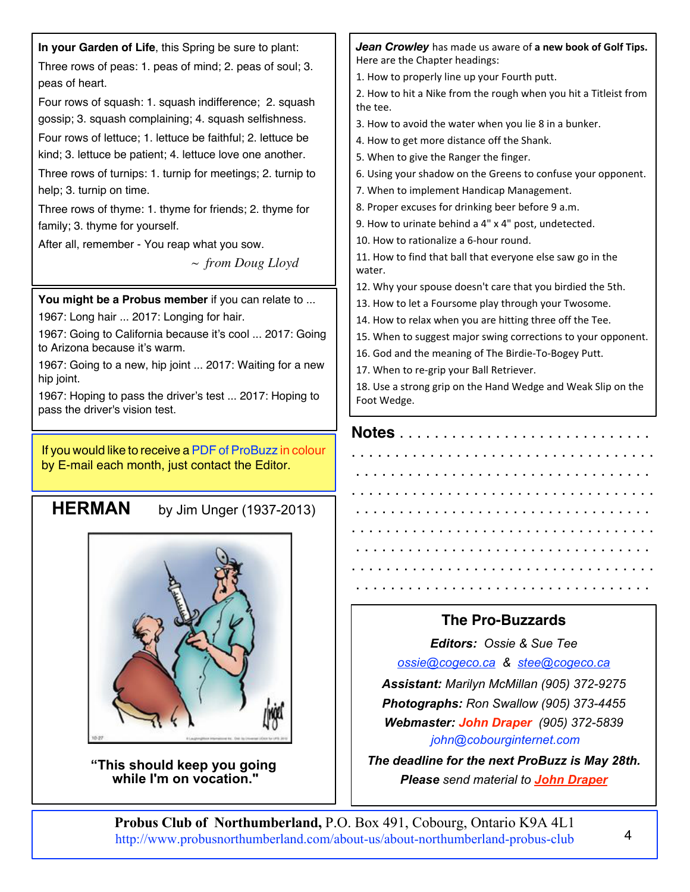**In your Garden of Life**, this Spring be sure to plant:

Three rows of peas: 1. peas of mind; 2. peas of soul; 3. peas of heart.

Four rows of squash: 1. squash indifference; 2. squash gossip; 3. squash complaining; 4. squash selfishness.

Four rows of lettuce; 1. lettuce be faithful; 2. lettuce be kind; 3. lettuce be patient; 4. lettuce love one another.

Three rows of turnips: 1. turnip for meetings; 2. turnip to help; 3. turnip on time.

Three rows of thyme: 1. thyme for friends; 2. thyme for family; 3. thyme for yourself.

After all, remember - You reap what you sow.

*~ from Doug Lloyd*

**You might be a Probus member** if you can relate to ...

1967: Long hair ... 2017: Longing for hair.

1967: Going to California because it's cool ... 2017: Going to Arizona because it's warm.

1967: Going to a new, hip joint ... 2017: Waiting for a new hip joint.

1967: Hoping to pass the driver's test ... 2017: Hoping to pass the driver's vision test.

If you would like to receive a PDF of ProBuzz in colour by E-mail each month, just contact the Editor.

## HERMAN by Jim Unger (1937-2013)

**"This should keep you going while I'm on vocation."**

***Jean Crowley*** has made us aware of **a new book of Golf Tips.** Here are the Chapter headings:

1. How to properly line up your Fourth putt.
2. How to hit a Nike from the rough when you hit a Titleist from the tee.
3. How to avoid the water when you lie 8 in a bunker.
4. How to get more distance off the Shank.
5. When to give the Ranger the finger.
6. Using your shadow on the Greens to confuse your opponent.
7. When to implement Handicap Management.
8. Proper excuses for drinking beer before 9 a.m.
9. How to urinate behind a 4" x 4" post, undetected.
10. How to rationalize a 6-hour round.
11. How to find that ball that everyone else saw go in the water.
12. Why your spouse doesn't care that you birdied the 5th.
13. How to let a Foursome play through your Twosome.
14. How to relax when you are hitting three off the Tee.
15. When to suggest major swing corrections to your opponent.
16. God and the meaning of The Birdie-To-Bogey Putt.
17. When to re-grip your Ball Retriever.
18. Use a strong grip on the Hand Wedge and Weak Slip on the Foot Wedge.

## Notes . . . . . . . . . . . . . . . . . . . . . . . . . . .

. . . . . . . . . . . . . . . . . . . . . . . . . . . . . . . . . . .

. . . . . . . . . . . . . . . . . . . . . . . . . . . . . . . . . . .

. . . . . . . . . . . . . . . . . . . . . . . . . . . . . . . . . . .

. . . . . . . . . . . . . . . . . . . . . . . . . . . . . . . . . . .

. . . . . . . . . . . . . . . . . . . . . . . . . . . . . . . . . . .

. . . . . . . . . . . . . . . . . . . . . . . . . . . . . . . . . . .

. . . . . . . . . . . . . . . . . . . . . . . . . . . . . . . . . . .

. . . . . . . . . . . . . . . . . . . . . . . . . . . . . . . . . . .

## The Pro-Buzzards

***Editors:*** *Ossie & Sue Tee*

*ossie@cogeco.ca* & *stee@cogeco.ca*

***Assistant:*** *Marilyn McMillan (905) 372-9275*

***Photographs:*** *Ron Swallow (905) 373-4455*

***Webmaster:*** ***John Draper*** *(905) 372-5839*

*john@cobourginternet.com*

***The deadline for the next ProBuzz is May 28th.***

***Please*** *send material to* ***John Draper***

**Probus Club of Northumberland,** P.O. Box 491, Cobourg, Ontario K9A 4L1

http://www.probusnorthumberland.com/about-us/about-northumberland-probus-club